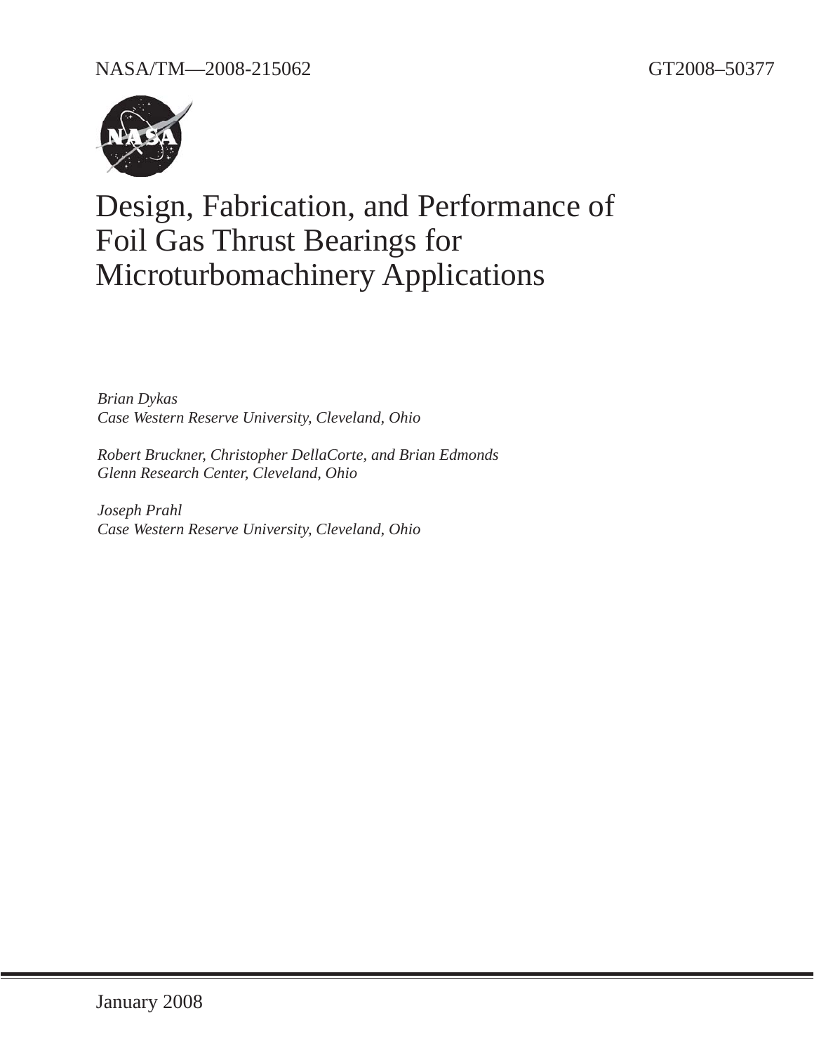NASA/TM—2008-215062 GT2008–50377

# Design, Fabrication, and Performance of Foil Gas Thrust Bearings for Microturbomachinery Applications

*Brian Dykas*
*Case Western Reserve University, Cleveland, Ohio*

*Robert Bruckner, Christopher DellaCorte, and Brian Edmonds*
*Glenn Research Center, Cleveland, Ohio*

*Joseph Prahl*
*Case Western Reserve University, Cleveland, Ohio*

January 2008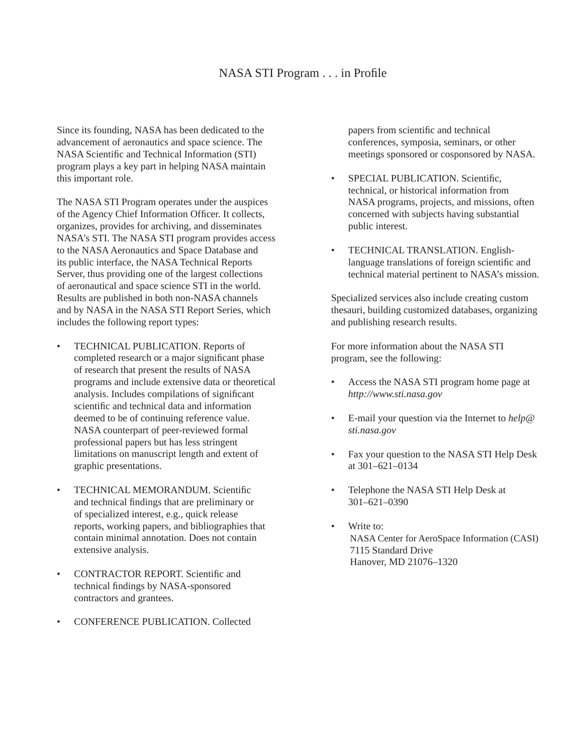# NASA STI Program . . . in Profile

Since its founding, NASA has been dedicated to the advancement of aeronautics and space science. The NASA Scientific and Technical Information (STI) program plays a key part in helping NASA maintain this important role.

The NASA STI Program operates under the auspices of the Agency Chief Information Officer. It collects, organizes, provides for archiving, and disseminates NASA's STI. The NASA STI program provides access to the NASA Aeronautics and Space Database and its public interface, the NASA Technical Reports Server, thus providing one of the largest collections of aeronautical and space science STI in the world. Results are published in both non-NASA channels and by NASA in the NASA STI Report Series, which includes the following report types:

- TECHNICAL PUBLICATION. Reports of completed research or a major significant phase of research that present the results of NASA programs and include extensive data or theoretical analysis. Includes compilations of significant scientific and technical data and information deemed to be of continuing reference value. NASA counterpart of peer-reviewed formal professional papers but has less stringent limitations on manuscript length and extent of graphic presentations.

- TECHNICAL MEMORANDUM. Scientific and technical findings that are preliminary or of specialized interest, e.g., quick release reports, working papers, and bibliographies that contain minimal annotation. Does not contain extensive analysis.

- CONTRACTOR REPORT. Scientific and technical findings by NASA-sponsored contractors and grantees.

- CONFERENCE PUBLICATION. Collected papers from scientific and technical conferences, symposia, seminars, or other meetings sponsored or cosponsored by NASA.

- SPECIAL PUBLICATION. Scientific, technical, or historical information from NASA programs, projects, and missions, often concerned with subjects having substantial public interest.

- TECHNICAL TRANSLATION. English-language translations of foreign scientific and technical material pertinent to NASA's mission.

Specialized services also include creating custom thesauri, building customized databases, organizing and publishing research results.

For more information about the NASA STI program, see the following:

- Access the NASA STI program home page at *http://www.sti.nasa.gov*

- E-mail your question via the Internet to *help@sti.nasa.gov*

- Fax your question to the NASA STI Help Desk at 301–621–0134

- Telephone the NASA STI Help Desk at 301–621–0390

- Write to:
  NASA Center for AeroSpace Information (CASI)
  7115 Standard Drive
  Hanover, MD 21076–1320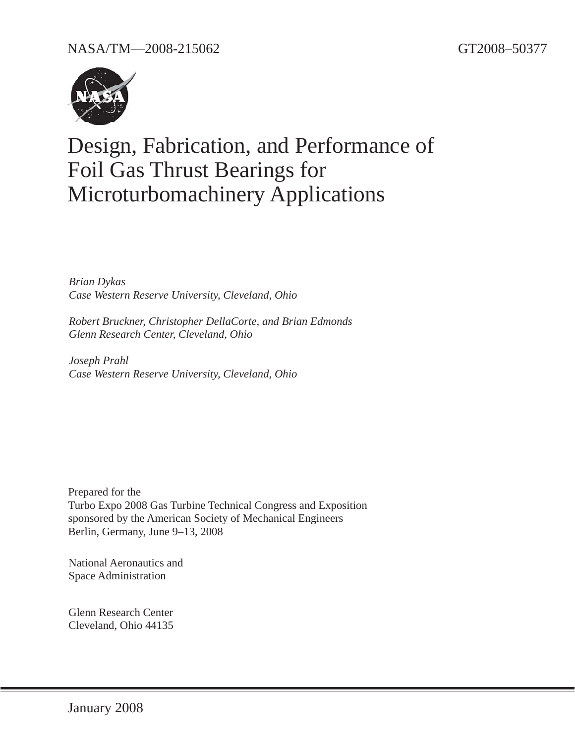NASA/TM—2008-215062

GT2008–50377

# Design, Fabrication, and Performance of Foil Gas Thrust Bearings for Microturbomachinery Applications

*Brian Dykas*
*Case Western Reserve University, Cleveland, Ohio*

*Robert Bruckner, Christopher DellaCorte, and Brian Edmonds*
*Glenn Research Center, Cleveland, Ohio*

*Joseph Prahl*
*Case Western Reserve University, Cleveland, Ohio*

Prepared for the
Turbo Expo 2008 Gas Turbine Technical Congress and Exposition
sponsored by the American Society of Mechanical Engineers
Berlin, Germany, June 9–13, 2008

National Aeronautics and
Space Administration

Glenn Research Center
Cleveland, Ohio 44135

January 2008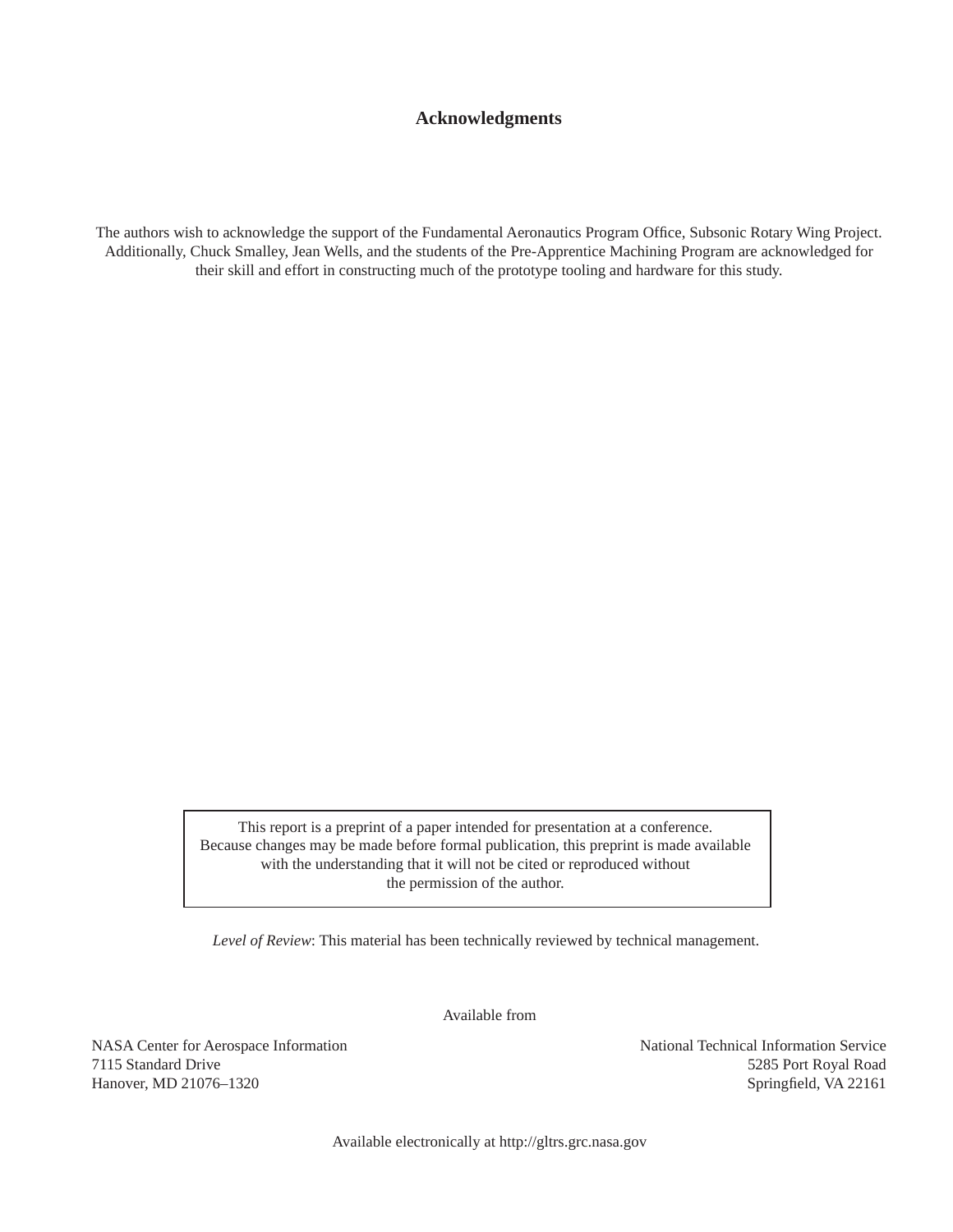## Acknowledgments

The authors wish to acknowledge the support of the Fundamental Aeronautics Program Office, Subsonic Rotary Wing Project. Additionally, Chuck Smalley, Jean Wells, and the students of the Pre-Apprentice Machining Program are acknowledged for their skill and effort in constructing much of the prototype tooling and hardware for this study.

This report is a preprint of a paper intended for presentation at a conference. Because changes may be made before formal publication, this preprint is made available with the understanding that it will not be cited or reproduced without the permission of the author.

*Level of Review*: This material has been technically reviewed by technical management.

Available from

NASA Center for Aerospace Information
7115 Standard Drive
Hanover, MD 21076–1320

National Technical Information Service
5285 Port Royal Road
Springfield, VA 22161

Available electronically at http://gltrs.grc.nasa.gov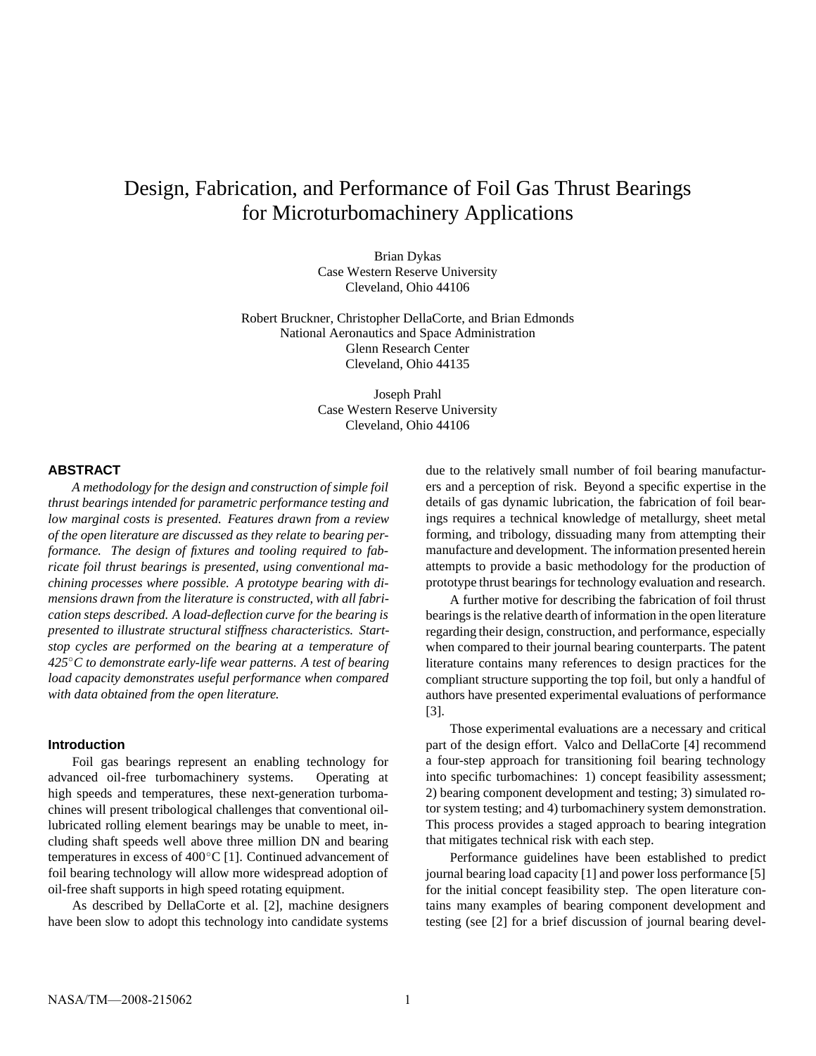# Design, Fabrication, and Performance of Foil Gas Thrust Bearings for Microturbomachinery Applications

Brian Dykas
Case Western Reserve University
Cleveland, Ohio 44106

Robert Bruckner, Christopher DellaCorte, and Brian Edmonds
National Aeronautics and Space Administration
Glenn Research Center
Cleveland, Ohio 44135

Joseph Prahl
Case Western Reserve University
Cleveland, Ohio 44106

## ABSTRACT

*A methodology for the design and construction of simple foil thrust bearings intended for parametric performance testing and low marginal costs is presented. Features drawn from a review of the open literature are discussed as they relate to bearing performance. The design of fixtures and tooling required to fabricate foil thrust bearings is presented, using conventional machining processes where possible. A prototype bearing with dimensions drawn from the literature is constructed, with all fabrication steps described. A load-deflection curve for the bearing is presented to illustrate structural stiffness characteristics. Start-stop cycles are performed on the bearing at a temperature of 425°C to demonstrate early-life wear patterns. A test of bearing load capacity demonstrates useful performance when compared with data obtained from the open literature.*

## Introduction

Foil gas bearings represent an enabling technology for advanced oil-free turbomachinery systems. Operating at high speeds and temperatures, these next-generation turbomachines will present tribological challenges that conventional oil-lubricated rolling element bearings may be unable to meet, including shaft speeds well above three million DN and bearing temperatures in excess of 400°C [1]. Continued advancement of foil bearing technology will allow more widespread adoption of oil-free shaft supports in high speed rotating equipment.

As described by DellaCorte et al. [2], machine designers have been slow to adopt this technology into candidate systems due to the relatively small number of foil bearing manufacturers and a perception of risk. Beyond a specific expertise in the details of gas dynamic lubrication, the fabrication of foil bearings requires a technical knowledge of metallurgy, sheet metal forming, and tribology, dissuading many from attempting their manufacture and development. The information presented herein attempts to provide a basic methodology for the production of prototype thrust bearings for technology evaluation and research.

A further motive for describing the fabrication of foil thrust bearings is the relative dearth of information in the open literature regarding their design, construction, and performance, especially when compared to their journal bearing counterparts. The patent literature contains many references to design practices for the compliant structure supporting the top foil, but only a handful of authors have presented experimental evaluations of performance [3].

Those experimental evaluations are a necessary and critical part of the design effort. Valco and DellaCorte [4] recommend a four-step approach for transitioning foil bearing technology into specific turbomachines: 1) concept feasibility assessment; 2) bearing component development and testing; 3) simulated rotor system testing; and 4) turbomachinery system demonstration. This process provides a staged approach to bearing integration that mitigates technical risk with each step.

Performance guidelines have been established to predict journal bearing load capacity [1] and power loss performance [5] for the initial concept feasibility step. The open literature contains many examples of bearing component development and testing (see [2] for a brief discussion of journal bearing devel-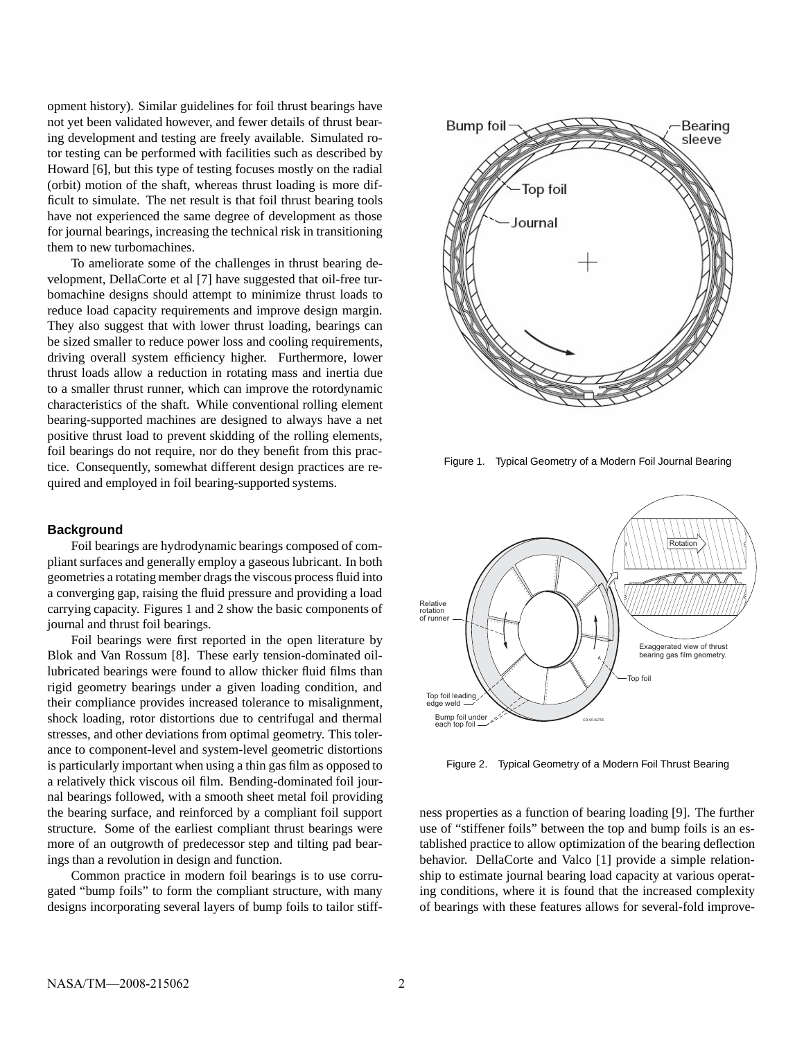opment history). Similar guidelines for foil thrust bearings have not yet been validated however, and fewer details of thrust bearing development and testing are freely available. Simulated rotor testing can be performed with facilities such as described by Howard [6], but this type of testing focuses mostly on the radial (orbit) motion of the shaft, whereas thrust loading is more difficult to simulate. The net result is that foil thrust bearing tools have not experienced the same degree of development as those for journal bearings, increasing the technical risk in transitioning them to new turbomachines.

To ameliorate some of the challenges in thrust bearing development, DellaCorte et al [7] have suggested that oil-free turbomachine designs should attempt to minimize thrust loads to reduce load capacity requirements and improve design margin. They also suggest that with lower thrust loading, bearings can be sized smaller to reduce power loss and cooling requirements, driving overall system efficiency higher. Furthermore, lower thrust loads allow a reduction in rotating mass and inertia due to a smaller thrust runner, which can improve the rotordynamic characteristics of the shaft. While conventional rolling element bearing-supported machines are designed to always have a net positive thrust load to prevent skidding of the rolling elements, foil bearings do not require, nor do they benefit from this practice. Consequently, somewhat different design practices are required and employed in foil bearing-supported systems.

Bump foil

Bearing sleeve

Top foil

Journal

Figure 1. Typical Geometry of a Modern Foil Journal Bearing

Rotation

Relative rotation of runner

Exaggerated view of thrust bearing gas film geometry.

Top foil

Top foil leading edge weld

Bump foil under each top foil

CD-05-82755

Figure 2. Typical Geometry of a Modern Foil Thrust Bearing

### Background

Foil bearings are hydrodynamic bearings composed of compliant surfaces and generally employ a gaseous lubricant. In both geometries a rotating member drags the viscous process fluid into a converging gap, raising the fluid pressure and providing a load carrying capacity. Figures 1 and 2 show the basic components of journal and thrust foil bearings.

Foil bearings were first reported in the open literature by Blok and Van Rossum [8]. These early tension-dominated oil-lubricated bearings were found to allow thicker fluid films than rigid geometry bearings under a given loading condition, and their compliance provides increased tolerance to misalignment, shock loading, rotor distortions due to centrifugal and thermal stresses, and other deviations from optimal geometry. This tolerance to component-level and system-level geometric distortions is particularly important when using a thin gas film as opposed to a relatively thick viscous oil film. Bending-dominated foil journal bearings followed, with a smooth sheet metal foil providing the bearing surface, and reinforced by a compliant foil support structure. Some of the earliest compliant thrust bearings were more of an outgrowth of predecessor step and tilting pad bearings than a revolution in design and function.

Common practice in modern foil bearings is to use corrugated "bump foils" to form the compliant structure, with many designs incorporating several layers of bump foils to tailor stiffness properties as a function of bearing loading [9]. The further use of "stiffener foils" between the top and bump foils is an established practice to allow optimization of the bearing deflection behavior. DellaCorte and Valco [1] provide a simple relationship to estimate journal bearing load capacity at various operating conditions, where it is found that the increased complexity of bearings with these features allows for several-fold improve-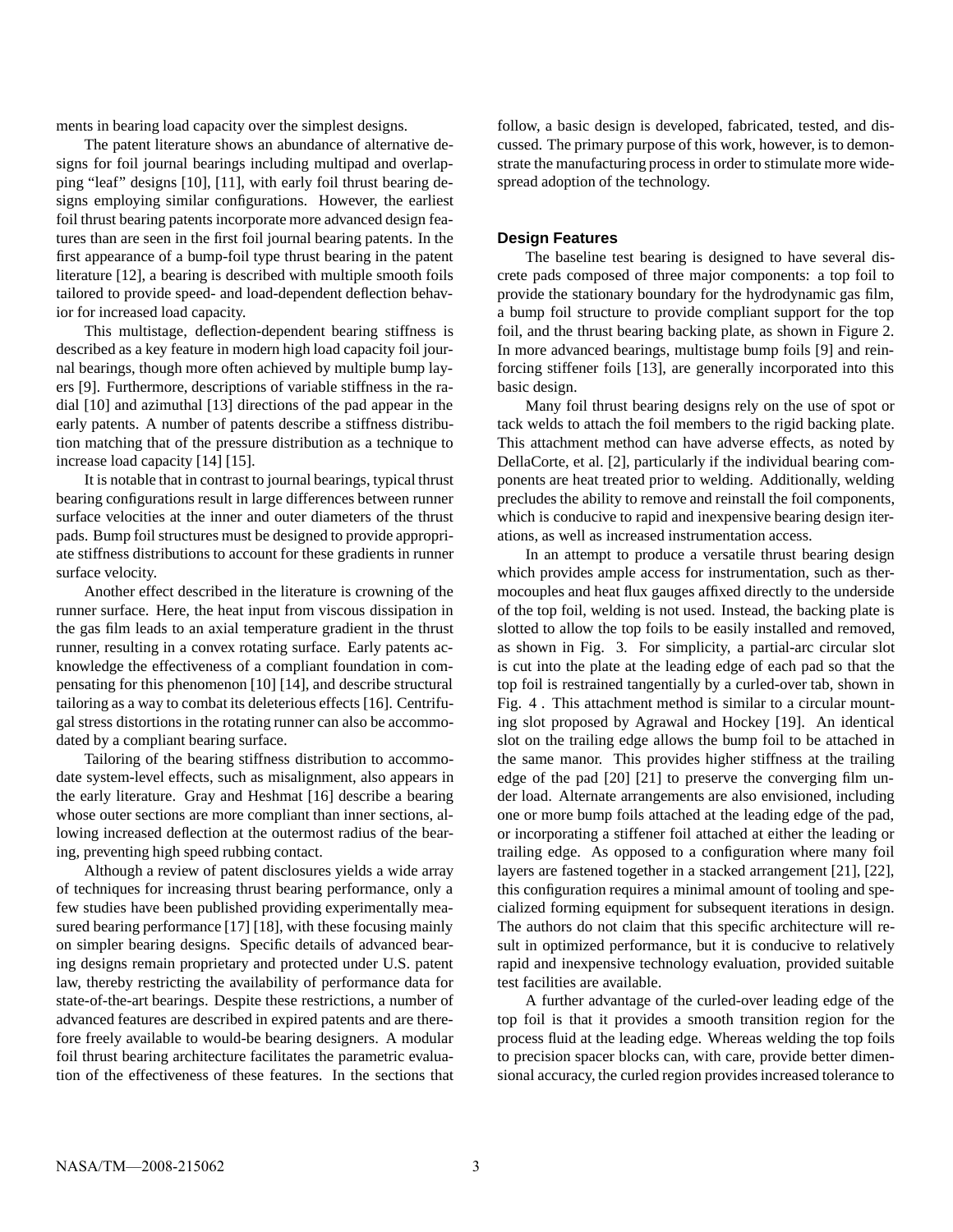ments in bearing load capacity over the simplest designs.

The patent literature shows an abundance of alternative designs for foil journal bearings including multipad and overlapping "leaf" designs [10], [11], with early foil thrust bearing designs employing similar configurations. However, the earliest foil thrust bearing patents incorporate more advanced design features than are seen in the first foil journal bearing patents. In the first appearance of a bump-foil type thrust bearing in the patent literature [12], a bearing is described with multiple smooth foils tailored to provide speed- and load-dependent deflection behavior for increased load capacity.

This multistage, deflection-dependent bearing stiffness is described as a key feature in modern high load capacity foil journal bearings, though more often achieved by multiple bump layers [9]. Furthermore, descriptions of variable stiffness in the radial [10] and azimuthal [13] directions of the pad appear in the early patents. A number of patents describe a stiffness distribution matching that of the pressure distribution as a technique to increase load capacity [14] [15].

It is notable that in contrast to journal bearings, typical thrust bearing configurations result in large differences between runner surface velocities at the inner and outer diameters of the thrust pads. Bump foil structures must be designed to provide appropriate stiffness distributions to account for these gradients in runner surface velocity.

Another effect described in the literature is crowning of the runner surface. Here, the heat input from viscous dissipation in the gas film leads to an axial temperature gradient in the thrust runner, resulting in a convex rotating surface. Early patents acknowledge the effectiveness of a compliant foundation in compensating for this phenomenon [10] [14], and describe structural tailoring as a way to combat its deleterious effects [16]. Centrifugal stress distortions in the rotating runner can also be accommodated by a compliant bearing surface.

Tailoring of the bearing stiffness distribution to accommodate system-level effects, such as misalignment, also appears in the early literature. Gray and Heshmat [16] describe a bearing whose outer sections are more compliant than inner sections, allowing increased deflection at the outermost radius of the bearing, preventing high speed rubbing contact.

Although a review of patent disclosures yields a wide array of techniques for increasing thrust bearing performance, only a few studies have been published providing experimentally measured bearing performance [17] [18], with these focusing mainly on simpler bearing designs. Specific details of advanced bearing designs remain proprietary and protected under U.S. patent law, thereby restricting the availability of performance data for state-of-the-art bearings. Despite these restrictions, a number of advanced features are described in expired patents and are therefore freely available to would-be bearing designers. A modular foil thrust bearing architecture facilitates the parametric evaluation of the effectiveness of these features. In the sections that follow, a basic design is developed, fabricated, tested, and discussed. The primary purpose of this work, however, is to demonstrate the manufacturing process in order to stimulate more widespread adoption of the technology.

## Design Features

The baseline test bearing is designed to have several discrete pads composed of three major components: a top foil to provide the stationary boundary for the hydrodynamic gas film, a bump foil structure to provide compliant support for the top foil, and the thrust bearing backing plate, as shown in Figure 2. In more advanced bearings, multistage bump foils [9] and reinforcing stiffener foils [13], are generally incorporated into this basic design.

Many foil thrust bearing designs rely on the use of spot or tack welds to attach the foil members to the rigid backing plate. This attachment method can have adverse effects, as noted by DellaCorte, et al. [2], particularly if the individual bearing components are heat treated prior to welding. Additionally, welding precludes the ability to remove and reinstall the foil components, which is conducive to rapid and inexpensive bearing design iterations, as well as increased instrumentation access.

In an attempt to produce a versatile thrust bearing design which provides ample access for instrumentation, such as thermocouples and heat flux gauges affixed directly to the underside of the top foil, welding is not used. Instead, the backing plate is slotted to allow the top foils to be easily installed and removed, as shown in Fig. 3. For simplicity, a partial-arc circular slot is cut into the plate at the leading edge of each pad so that the top foil is restrained tangentially by a curled-over tab, shown in Fig. 4 . This attachment method is similar to a circular mounting slot proposed by Agrawal and Hockey [19]. An identical slot on the trailing edge allows the bump foil to be attached in the same manor. This provides higher stiffness at the trailing edge of the pad [20] [21] to preserve the converging film under load. Alternate arrangements are also envisioned, including one or more bump foils attached at the leading edge of the pad, or incorporating a stiffener foil attached at either the leading or trailing edge. As opposed to a configuration where many foil layers are fastened together in a stacked arrangement [21], [22], this configuration requires a minimal amount of tooling and specialized forming equipment for subsequent iterations in design. The authors do not claim that this specific architecture will result in optimized performance, but it is conducive to relatively rapid and inexpensive technology evaluation, provided suitable test facilities are available.

A further advantage of the curled-over leading edge of the top foil is that it provides a smooth transition region for the process fluid at the leading edge. Whereas welding the top foils to precision spacer blocks can, with care, provide better dimensional accuracy, the curled region provides increased tolerance to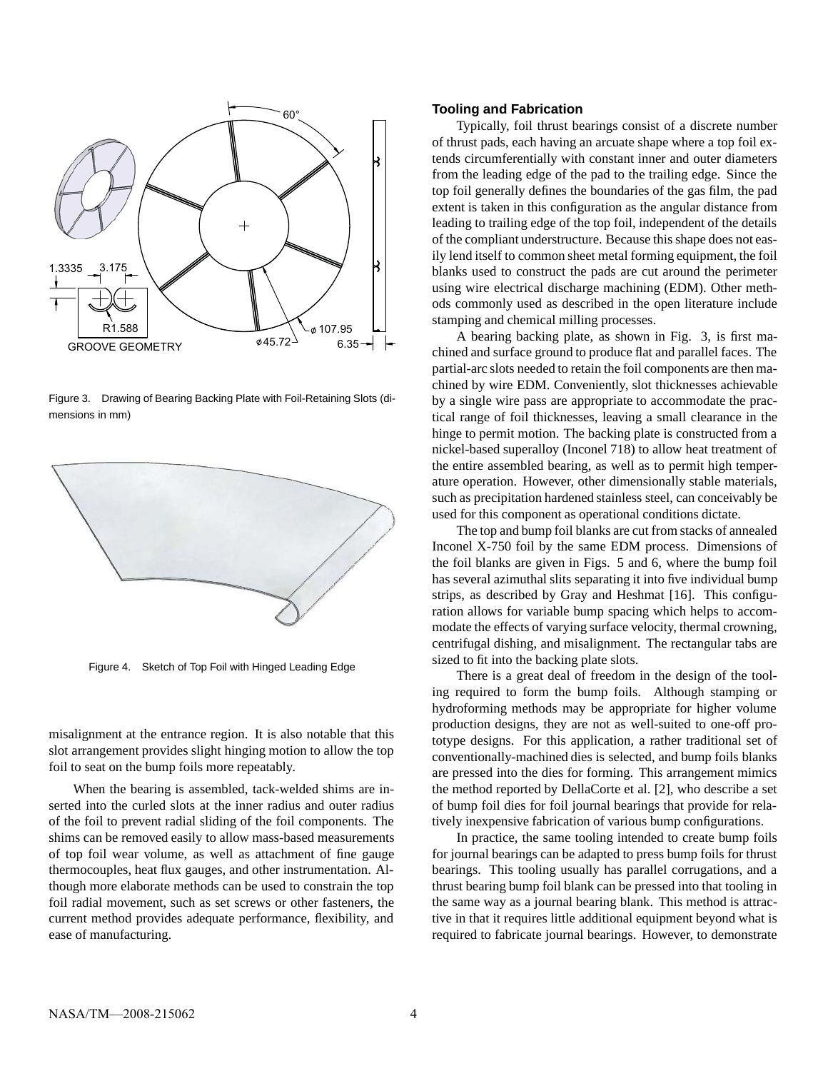60°

1.3335

3.175

R1.588

GROOVE GEOMETRY

ϕ45.72

ϕ 107.95

6.35

Figure 3. Drawing of Bearing Backing Plate with Foil-Retaining Slots (dimensions in mm)

Figure 4. Sketch of Top Foil with Hinged Leading Edge

misalignment at the entrance region. It is also notable that this slot arrangement provides slight hinging motion to allow the top foil to seat on the bump foils more repeatably.

When the bearing is assembled, tack-welded shims are inserted into the curled slots at the inner radius and outer radius of the foil to prevent radial sliding of the foil components. The shims can be removed easily to allow mass-based measurements of top foil wear volume, as well as attachment of fine gauge thermocouples, heat flux gauges, and other instrumentation. Although more elaborate methods can be used to constrain the top foil radial movement, such as set screws or other fasteners, the current method provides adequate performance, flexibility, and ease of manufacturing.

### Tooling and Fabrication

Typically, foil thrust bearings consist of a discrete number of thrust pads, each having an arcuate shape where a top foil extends circumferentially with constant inner and outer diameters from the leading edge of the pad to the trailing edge. Since the top foil generally defines the boundaries of the gas film, the pad extent is taken in this configuration as the angular distance from leading to trailing edge of the top foil, independent of the details of the compliant understructure. Because this shape does not easily lend itself to common sheet metal forming equipment, the foil blanks used to construct the pads are cut around the perimeter using wire electrical discharge machining (EDM). Other methods commonly used as described in the open literature include stamping and chemical milling processes.

A bearing backing plate, as shown in Fig. 3, is first machined and surface ground to produce flat and parallel faces. The partial-arc slots needed to retain the foil components are then machined by wire EDM. Conveniently, slot thicknesses achievable by a single wire pass are appropriate to accommodate the practical range of foil thicknesses, leaving a small clearance in the hinge to permit motion. The backing plate is constructed from a nickel-based superalloy (Inconel 718) to allow heat treatment of the entire assembled bearing, as well as to permit high temperature operation. However, other dimensionally stable materials, such as precipitation hardened stainless steel, can conceivably be used for this component as operational conditions dictate.

The top and bump foil blanks are cut from stacks of annealed Inconel X-750 foil by the same EDM process. Dimensions of the foil blanks are given in Figs. 5 and 6, where the bump foil has several azimuthal slits separating it into five individual bump strips, as described by Gray and Heshmat [16]. This configuration allows for variable bump spacing which helps to accommodate the effects of varying surface velocity, thermal crowning, centrifugal dishing, and misalignment. The rectangular tabs are sized to fit into the backing plate slots.

There is a great deal of freedom in the design of the tooling required to form the bump foils. Although stamping or hydroforming methods may be appropriate for higher volume production designs, they are not as well-suited to one-off prototype designs. For this application, a rather traditional set of conventionally-machined dies is selected, and bump foils blanks are pressed into the dies for forming. This arrangement mimics the method reported by DellaCorte et al. [2], who describe a set of bump foil dies for foil journal bearings that provide for relatively inexpensive fabrication of various bump configurations.

In practice, the same tooling intended to create bump foils for journal bearings can be adapted to press bump foils for thrust bearings. This tooling usually has parallel corrugations, and a thrust bearing bump foil blank can be pressed into that tooling in the same way as a journal bearing blank. This method is attractive in that it requires little additional equipment beyond what is required to fabricate journal bearings. However, to demonstrate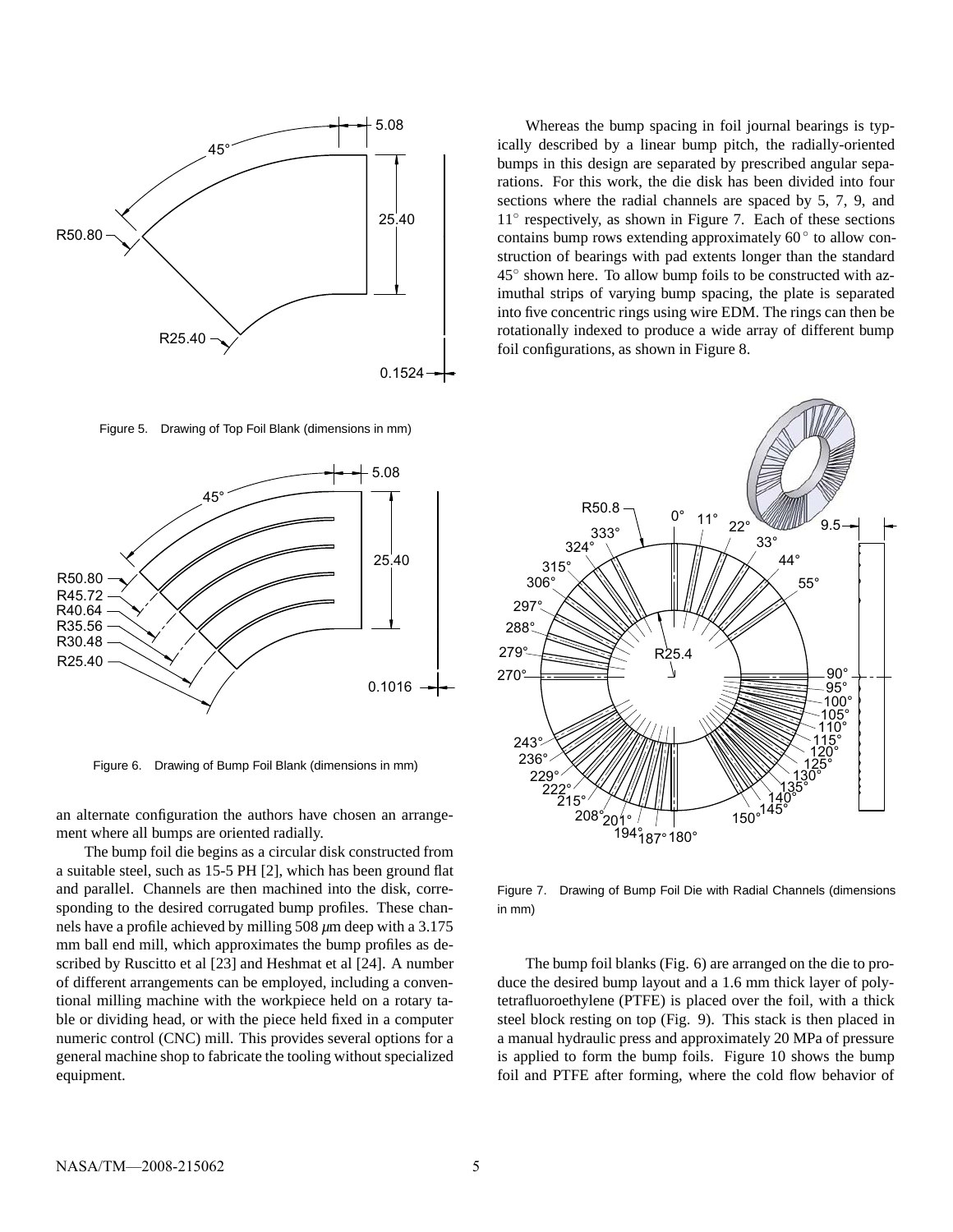Figure 5. Drawing of Top Foil Blank (dimensions in mm)

Figure 6. Drawing of Bump Foil Blank (dimensions in mm)

an alternate configuration the authors have chosen an arrangement where all bumps are oriented radially.

The bump foil die begins as a circular disk constructed from a suitable steel, such as 15-5 PH [2], which has been ground flat and parallel. Channels are then machined into the disk, corresponding to the desired corrugated bump profiles. These channels have a profile achieved by milling 508 $\mu$m deep with a 3.175 mm ball end mill, which approximates the bump profiles as described by Ruscitto et al [23] and Heshmat et al [24]. A number of different arrangements can be employed, including a conventional milling machine with the workpiece held on a rotary table or dividing head, or with the piece held fixed in a computer numeric control (CNC) mill. This provides several options for a general machine shop to fabricate the tooling without specialized equipment.

Whereas the bump spacing in foil journal bearings is typically described by a linear bump pitch, the radially-oriented bumps in this design are separated by prescribed angular separations. For this work, the die disk has been divided into four sections where the radial channels are spaced by 5, 7, 9, and 11° respectively, as shown in Figure 7. Each of these sections contains bump rows extending approximately 60° to allow construction of bearings with pad extents longer than the standard 45° shown here. To allow bump foils to be constructed with azimuthal strips of varying bump spacing, the plate is separated into five concentric rings using wire EDM. The rings can then be rotationally indexed to produce a wide array of different bump foil configurations, as shown in Figure 8.

Figure 7. Drawing of Bump Foil Die with Radial Channels (dimensions in mm)

The bump foil blanks (Fig. 6) are arranged on the die to produce the desired bump layout and a 1.6 mm thick layer of polytetrafluoroethylene (PTFE) is placed over the foil, with a thick steel block resting on top (Fig. 9). This stack is then placed in a manual hydraulic press and approximately 20 MPa of pressure is applied to form the bump foils. Figure 10 shows the bump foil and PTFE after forming, where the cold flow behavior of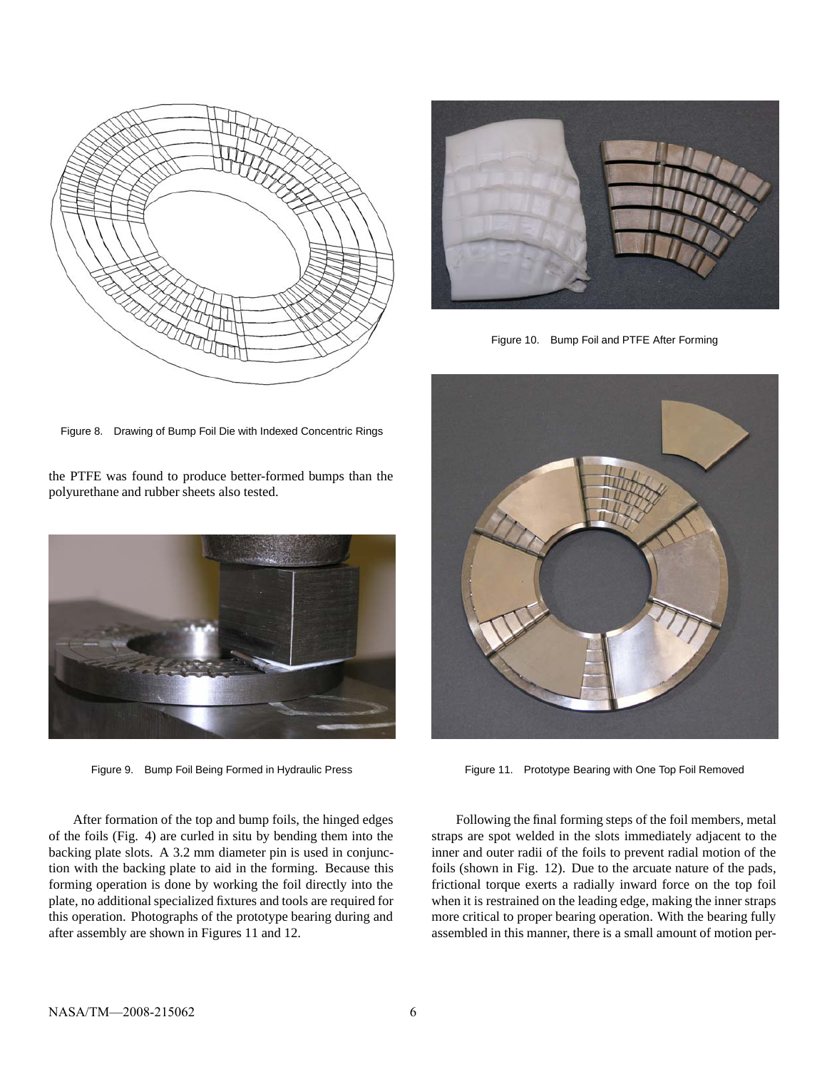Figure 8. Drawing of Bump Foil Die with Indexed Concentric Rings

the PTFE was found to produce better-formed bumps than the polyurethane and rubber sheets also tested.

Figure 9. Bump Foil Being Formed in Hydraulic Press

After formation of the top and bump foils, the hinged edges of the foils (Fig. 4) are curled in situ by bending them into the backing plate slots. A 3.2 mm diameter pin is used in conjunction with the backing plate to aid in the forming. Because this forming operation is done by working the foil directly into the plate, no additional specialized fixtures and tools are required for this operation. Photographs of the prototype bearing during and after assembly are shown in Figures 11 and 12.

Figure 10. Bump Foil and PTFE After Forming

Figure 11. Prototype Bearing with One Top Foil Removed

Following the final forming steps of the foil members, metal straps are spot welded in the slots immediately adjacent to the inner and outer radii of the foils to prevent radial motion of the foils (shown in Fig. 12). Due to the arcuate nature of the pads, frictional torque exerts a radially inward force on the top foil when it is restrained on the leading edge, making the inner straps more critical to proper bearing operation. With the bearing fully assembled in this manner, there is a small amount of motion per-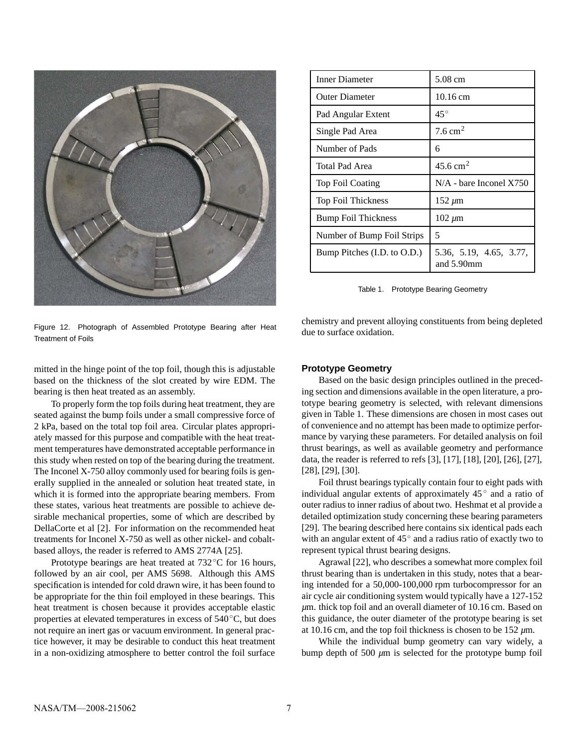Figure 12. Photograph of Assembled Prototype Bearing after Heat Treatment of Foils

mitted in the hinge point of the top foil, though this is adjustable based on the thickness of the slot created by wire EDM. The bearing is then heat treated as an assembly.

To properly form the top foils during heat treatment, they are seated against the bump foils under a small compressive force of 2 kPa, based on the total top foil area. Circular plates appropriately massed for this purpose and compatible with the heat treatment temperatures have demonstrated acceptable performance in this study when rested on top of the bearing during the treatment. The Inconel X-750 alloy commonly used for bearing foils is generally supplied in the annealed or solution heat treated state, in which it is formed into the appropriate bearing members. From these states, various heat treatments are possible to achieve desirable mechanical properties, some of which are described by DellaCorte et al [2]. For information on the recommended heat treatments for Inconel X-750 as well as other nickel- and cobalt-based alloys, the reader is referred to AMS 2774A [25].

Prototype bearings are heat treated at 732 $^\circ$C for 16 hours, followed by an air cool, per AMS 5698. Although this AMS specification is intended for cold drawn wire, it has been found to be appropriate for the thin foil employed in these bearings. This heat treatment is chosen because it provides acceptable elastic properties at elevated temperatures in excess of 540 $^\circ$C, but does not require an inert gas or vacuum environment. In general practice however, it may be desirable to conduct this heat treatment in a non-oxidizing atmosphere to better control the foil surface chemistry and prevent alloying constituents from being depleted due to surface oxidation.

| Inner Diameter | 5.08 cm |
|---|---|
| Outer Diameter | 10.16 cm |
| Pad Angular Extent | $45^\circ$ |
| Single Pad Area | 7.6 $cm^2$ |
| Number of Pads | 6 |
| Total Pad Area | 45.6 $cm^2$ |
| Top Foil Coating | N/A - bare Inconel X750 |
| Top Foil Thickness | 152 $\mu$m |
| Bump Foil Thickness | 102 $\mu$m |
| Number of Bump Foil Strips | 5 |
| Bump Pitches (I.D. to O.D.) | 5.36, 5.19, 4.65, 3.77, and 5.90mm |

Table 1. Prototype Bearing Geometry

### Prototype Geometry

Based on the basic design principles outlined in the preceding section and dimensions available in the open literature, a prototype bearing geometry is selected, with relevant dimensions given in Table 1. These dimensions are chosen in most cases out of convenience and no attempt has been made to optimize performance by varying these parameters. For detailed analysis on foil thrust bearings, as well as available geometry and performance data, the reader is referred to refs [3], [17], [18], [20], [26], [27], [28], [29], [30].

Foil thrust bearings typically contain four to eight pads with individual angular extents of approximately 45 $^\circ$ and a ratio of outer radius to inner radius of about two. Heshmat et al provide a detailed optimization study concerning these bearing parameters [29]. The bearing described here contains six identical pads each with an angular extent of $45^\circ$ and a radius ratio of exactly two to represent typical thrust bearing designs.

Agrawal [22], who describes a somewhat more complex foil thrust bearing than is undertaken in this study, notes that a bearing intended for a 50,000-100,000 rpm turbocompressor for an air cycle air conditioning system would typically have a 127-152 $\mu$m. thick top foil and an overall diameter of 10.16 cm. Based on this guidance, the outer diameter of the prototype bearing is set at 10.16 cm, and the top foil thickness is chosen to be 152 $\mu$m.

While the individual bump geometry can vary widely, a bump depth of 500 $\mu$m is selected for the prototype bump foil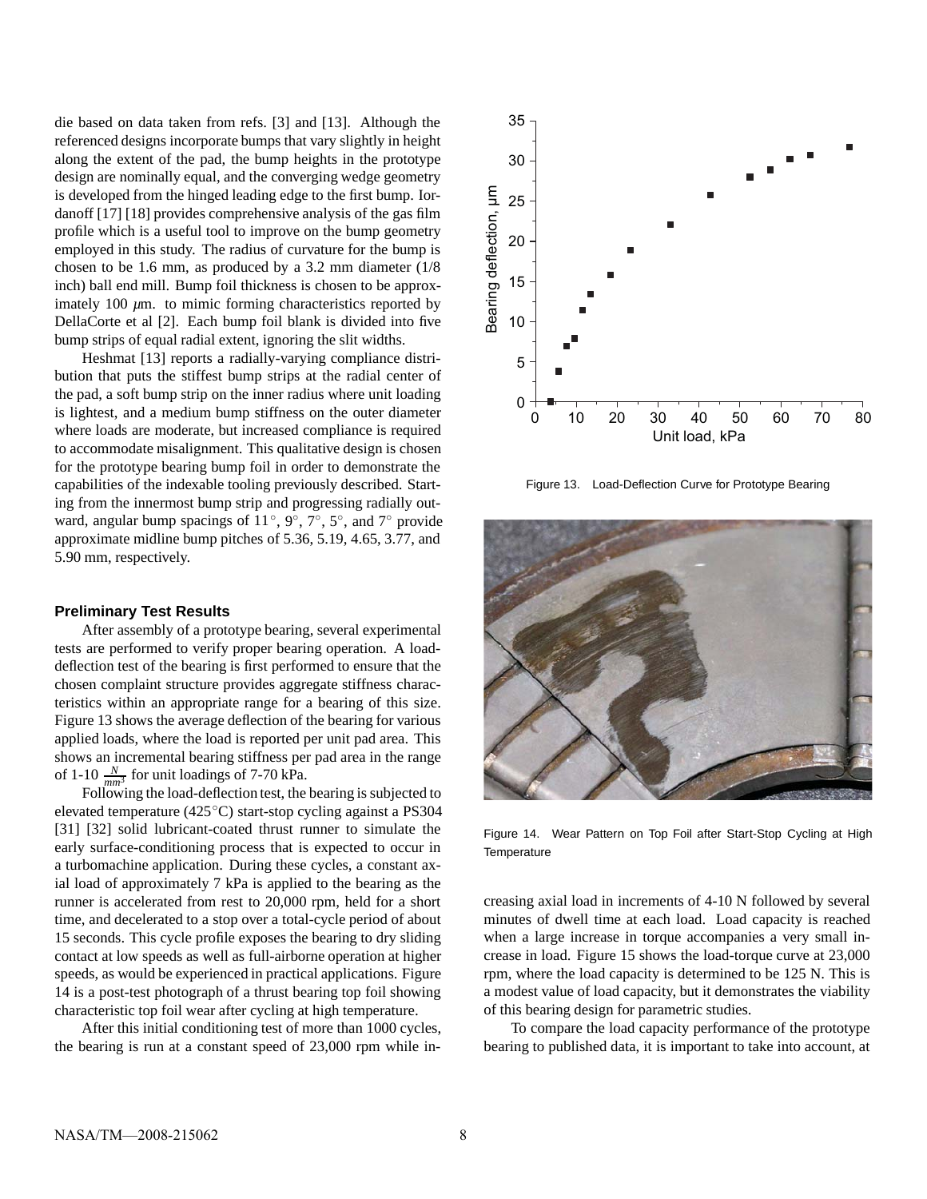die based on data taken from refs. [3] and [13]. Although the referenced designs incorporate bumps that vary slightly in height along the extent of the pad, the bump heights in the prototype design are nominally equal, and the converging wedge geometry is developed from the hinged leading edge to the first bump. Iordanoff [17] [18] provides comprehensive analysis of the gas film profile which is a useful tool to improve on the bump geometry employed in this study. The radius of curvature for the bump is chosen to be 1.6 mm, as produced by a 3.2 mm diameter (1/8 inch) ball end mill. Bump foil thickness is chosen to be approximately 100 $\mu$m. to mimic forming characteristics reported by DellaCorte et al [2]. Each bump foil blank is divided into five bump strips of equal radial extent, ignoring the slit widths.

Heshmat [13] reports a radially-varying compliance distribution that puts the stiffest bump strips at the radial center of the pad, a soft bump strip on the inner radius where unit loading is lightest, and a medium bump stiffness on the outer diameter where loads are moderate, but increased compliance is required to accommodate misalignment. This qualitative design is chosen for the prototype bearing bump foil in order to demonstrate the capabilities of the indexable tooling previously described. Starting from the innermost bump strip and progressing radially outward, angular bump spacings of 11$^\circ$, 9$^\circ$, 7$^\circ$, 5$^\circ$, and 7$^\circ$ provide approximate midline bump pitches of 5.36, 5.19, 4.65, 3.77, and 5.90 mm, respectively.

### Preliminary Test Results

After assembly of a prototype bearing, several experimental tests are performed to verify proper bearing operation. A load-deflection test of the bearing is first performed to ensure that the chosen complaint structure provides aggregate stiffness characteristics within an appropriate range for a bearing of this size. Figure 13 shows the average deflection of the bearing for various applied loads, where the load is reported per unit pad area. This shows an incremental bearing stiffness per pad area in the range of 1-10 $\frac{N}{mm^3}$ for unit loadings of 7-70 kPa.

Following the load-deflection test, the bearing is subjected to elevated temperature (425$^\circ$C) start-stop cycling against a PS304 [31] [32] solid lubricant-coated thrust runner to simulate the early surface-conditioning process that is expected to occur in a turbomachine application. During these cycles, a constant axial load of approximately 7 kPa is applied to the bearing as the runner is accelerated from rest to 20,000 rpm, held for a short time, and decelerated to a stop over a total-cycle period of about 15 seconds. This cycle profile exposes the bearing to dry sliding contact at low speeds as well as full-airborne operation at higher speeds, as would be experienced in practical applications. Figure 14 is a post-test photograph of a thrust bearing top foil showing characteristic top foil wear after cycling at high temperature.

After this initial conditioning test of more than 1000 cycles, the bearing is run at a constant speed of 23,000 rpm while increasing axial load in increments of 4-10 N followed by several minutes of dwell time at each load. Load capacity is reached when a large increase in torque accompanies a very small increase in load. Figure 15 shows the load-torque curve at 23,000 rpm, where the load capacity is determined to be 125 N. This is a modest value of load capacity, but it demonstrates the viability of this bearing design for parametric studies.

To compare the load capacity performance of the prototype bearing to published data, it is important to take into account, at

Figure 13. Load-Deflection Curve for Prototype Bearing

Figure 14. Wear Pattern on Top Foil after Start-Stop Cycling at High Temperature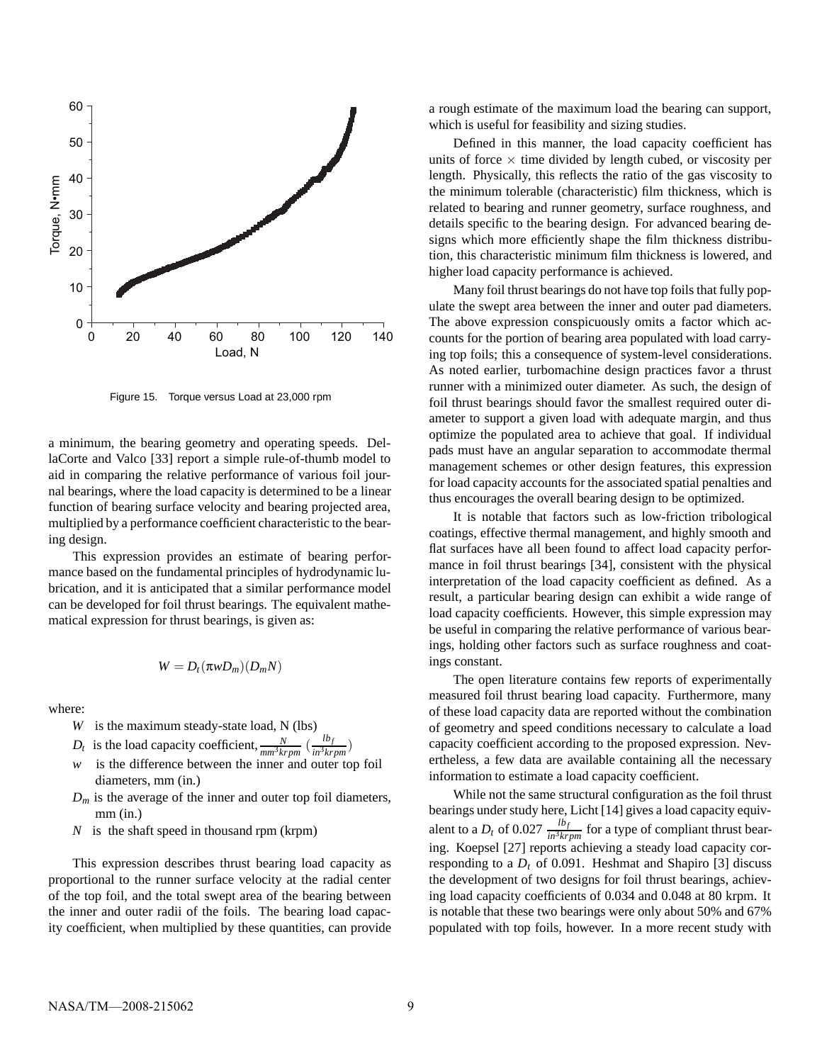Figure 15. Torque versus Load at 23,000 rpm

a minimum, the bearing geometry and operating speeds. DellaCorte and Valco [33] report a simple rule-of-thumb model to aid in comparing the relative performance of various foil journal bearings, where the load capacity is determined to be a linear function of bearing surface velocity and bearing projected area, multiplied by a performance coefficient characteristic to the bearing design.

This expression provides an estimate of bearing performance based on the fundamental principles of hydrodynamic lubrication, and it is anticipated that a similar performance model can be developed for foil thrust bearings. The equivalent mathematical expression for thrust bearings, is given as:

$$W = D_t(\pi w D_m)(D_m N)$$

where:

- $W$ is the maximum steady-state load, N (lbs)
- $D_t$ is the load capacity coefficient, $\frac{N}{mm^3 krpm}$ $(\frac{lb_f}{in^3 krpm})$
- $w$ is the difference between the inner and outer top foil diameters, mm (in.)
- $D_m$ is the average of the inner and outer top foil diameters, mm (in.)
- $N$ is the shaft speed in thousand rpm (krpm)

This expression describes thrust bearing load capacity as proportional to the runner surface velocity at the radial center of the top foil, and the total swept area of the bearing between the inner and outer radii of the foils. The bearing load capacity coefficient, when multiplied by these quantities, can provide a rough estimate of the maximum load the bearing can support, which is useful for feasibility and sizing studies.

Defined in this manner, the load capacity coefficient has units of force $\times$ time divided by length cubed, or viscosity per length. Physically, this reflects the ratio of the gas viscosity to the minimum tolerable (characteristic) film thickness, which is related to bearing and runner geometry, surface roughness, and details specific to the bearing design. For advanced bearing designs which more efficiently shape the film thickness distribution, this characteristic minimum film thickness is lowered, and higher load capacity performance is achieved.

Many foil thrust bearings do not have top foils that fully populate the swept area between the inner and outer pad diameters. The above expression conspicuously omits a factor which accounts for the portion of bearing area populated with load carrying top foils; this a consequence of system-level considerations. As noted earlier, turbomachine design practices favor a thrust runner with a minimized outer diameter. As such, the design of foil thrust bearings should favor the smallest required outer diameter to support a given load with adequate margin, and thus optimize the populated area to achieve that goal. If individual pads must have an angular separation to accommodate thermal management schemes or other design features, this expression for load capacity accounts for the associated spatial penalties and thus encourages the overall bearing design to be optimized.

It is notable that factors such as low-friction tribological coatings, effective thermal management, and highly smooth and flat surfaces have all been found to affect load capacity performance in foil thrust bearings [34], consistent with the physical interpretation of the load capacity coefficient as defined. As a result, a particular bearing design can exhibit a wide range of load capacity coefficients. However, this simple expression may be useful in comparing the relative performance of various bearings, holding other factors such as surface roughness and coatings constant.

The open literature contains few reports of experimentally measured foil thrust bearing load capacity. Furthermore, many of these load capacity data are reported without the combination of geometry and speed conditions necessary to calculate a load capacity coefficient according to the proposed expression. Nevertheless, a few data are available containing all the necessary information to estimate a load capacity coefficient.

While not the same structural configuration as the foil thrust bearings under study here, Licht [14] gives a load capacity equivalent to a $D_t$ of 0.027 $\frac{lb_f}{in^3 krpm}$ for a type of compliant thrust bearing. Koepsel [27] reports achieving a steady load capacity corresponding to a $D_t$ of 0.091. Heshmat and Shapiro [3] discuss the development of two designs for foil thrust bearings, achieving load capacity coefficients of 0.034 and 0.048 at 80 krpm. It is notable that these two bearings were only about 50% and 67% populated with top foils, however. In a more recent study with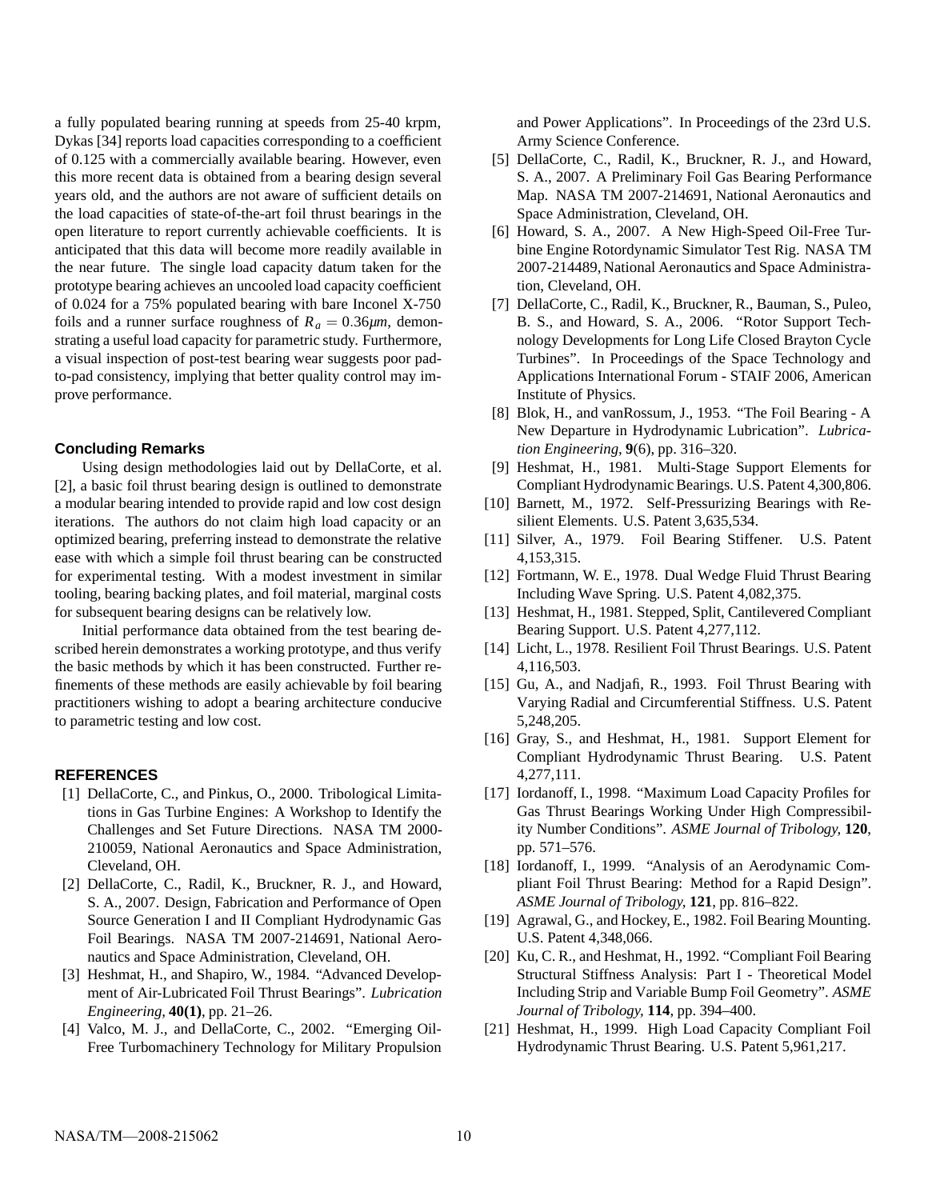a fully populated bearing running at speeds from 25-40 krpm, Dykas [34] reports load capacities corresponding to a coefficient of 0.125 with a commercially available bearing. However, even this more recent data is obtained from a bearing design several years old, and the authors are not aware of sufficient details on the load capacities of state-of-the-art foil thrust bearings in the open literature to report currently achievable coefficients. It is anticipated that this data will become more readily available in the near future. The single load capacity datum taken for the prototype bearing achieves an uncooled load capacity coefficient of 0.024 for a 75% populated bearing with bare Inconel X-750 foils and a runner surface roughness of $R_a = 0.36 \mu m$, demonstrating a useful load capacity for parametric study. Furthermore, a visual inspection of post-test bearing wear suggests poor pad-to-pad consistency, implying that better quality control may improve performance.

## Concluding Remarks

Using design methodologies laid out by DellaCorte, et al. [2], a basic foil thrust bearing design is outlined to demonstrate a modular bearing intended to provide rapid and low cost design iterations. The authors do not claim high load capacity or an optimized bearing, preferring instead to demonstrate the relative ease with which a simple foil thrust bearing can be constructed for experimental testing. With a modest investment in similar tooling, bearing backing plates, and foil material, marginal costs for subsequent bearing designs can be relatively low.

Initial performance data obtained from the test bearing described herein demonstrates a working prototype, and thus verify the basic methods by which it has been constructed. Further refinements of these methods are easily achievable by foil bearing practitioners wishing to adopt a bearing architecture conducive to parametric testing and low cost.

## REFERENCES

[1] DellaCorte, C., and Pinkus, O., 2000. Tribological Limitations in Gas Turbine Engines: A Workshop to Identify the Challenges and Set Future Directions. NASA TM 2000-210059, National Aeronautics and Space Administration, Cleveland, OH.

[2] DellaCorte, C., Radil, K., Bruckner, R. J., and Howard, S. A., 2007. Design, Fabrication and Performance of Open Source Generation I and II Compliant Hydrodynamic Gas Foil Bearings. NASA TM 2007-214691, National Aeronautics and Space Administration, Cleveland, OH.

[3] Heshmat, H., and Shapiro, W., 1984. "Advanced Development of Air-Lubricated Foil Thrust Bearings". *Lubrication Engineering*, **40(1)**, pp. 21–26.

[4] Valco, M. J., and DellaCorte, C., 2002. "Emerging Oil-Free Turbomachinery Technology for Military Propulsion and Power Applications". In Proceedings of the 23rd U.S. Army Science Conference.

[5] DellaCorte, C., Radil, K., Bruckner, R. J., and Howard, S. A., 2007. A Preliminary Foil Gas Bearing Performance Map. NASA TM 2007-214691, National Aeronautics and Space Administration, Cleveland, OH.

[6] Howard, S. A., 2007. A New High-Speed Oil-Free Turbine Engine Rotordynamic Simulator Test Rig. NASA TM 2007-214489, National Aeronautics and Space Administration, Cleveland, OH.

[7] DellaCorte, C., Radil, K., Bruckner, R., Bauman, S., Puleo, B. S., and Howard, S. A., 2006. "Rotor Support Technology Developments for Long Life Closed Brayton Cycle Turbines". In Proceedings of the Space Technology and Applications International Forum - STAIF 2006, American Institute of Physics.

[8] Blok, H., and vanRossum, J., 1953. "The Foil Bearing - A New Departure in Hydrodynamic Lubrication". *Lubrication Engineering*, **9**(6), pp. 316–320.

[9] Heshmat, H., 1981. Multi-Stage Support Elements for Compliant Hydrodynamic Bearings. U.S. Patent 4,300,806.

[10] Barnett, M., 1972. Self-Pressurizing Bearings with Resilient Elements. U.S. Patent 3,635,534.

[11] Silver, A., 1979. Foil Bearing Stiffener. U.S. Patent 4,153,315.

[12] Fortmann, W. E., 1978. Dual Wedge Fluid Thrust Bearing Including Wave Spring. U.S. Patent 4,082,375.

[13] Heshmat, H., 1981. Stepped, Split, Cantilevered Compliant Bearing Support. U.S. Patent 4,277,112.

[14] Licht, L., 1978. Resilient Foil Thrust Bearings. U.S. Patent 4,116,503.

[15] Gu, A., and Nadjafi, R., 1993. Foil Thrust Bearing with Varying Radial and Circumferential Stiffness. U.S. Patent 5,248,205.

[16] Gray, S., and Heshmat, H., 1981. Support Element for Compliant Hydrodynamic Thrust Bearing. U.S. Patent 4,277,111.

[17] Iordanoff, I., 1998. "Maximum Load Capacity Profiles for Gas Thrust Bearings Working Under High Compressibility Number Conditions". *ASME Journal of Tribology*, **120**, pp. 571–576.

[18] Iordanoff, I., 1999. "Analysis of an Aerodynamic Compliant Foil Thrust Bearing: Method for a Rapid Design". *ASME Journal of Tribology*, **121**, pp. 816–822.

[19] Agrawal, G., and Hockey, E., 1982. Foil Bearing Mounting. U.S. Patent 4,348,066.

[20] Ku, C. R., and Heshmat, H., 1992. "Compliant Foil Bearing Structural Stiffness Analysis: Part I - Theoretical Model Including Strip and Variable Bump Foil Geometry". *ASME Journal of Tribology*, **114**, pp. 394–400.

[21] Heshmat, H., 1999. High Load Capacity Compliant Foil Hydrodynamic Thrust Bearing. U.S. Patent 5,961,217.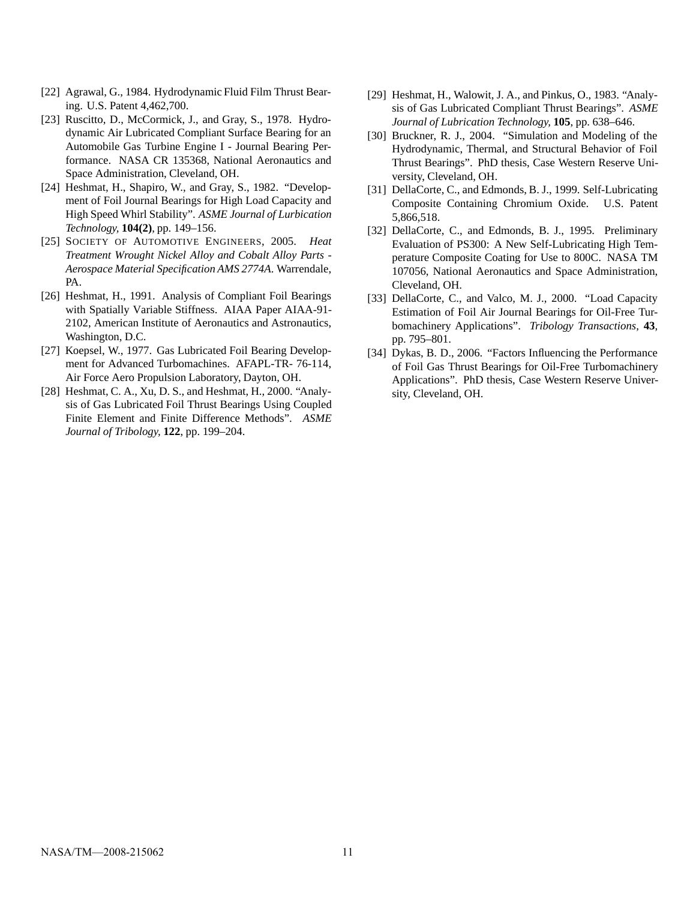[22] Agrawal, G., 1984. Hydrodynamic Fluid Film Thrust Bearing. U.S. Patent 4,462,700.

[23] Ruscitto, D., McCormick, J., and Gray, S., 1978. Hydrodynamic Air Lubricated Compliant Surface Bearing for an Automobile Gas Turbine Engine I - Journal Bearing Performance. NASA CR 135368, National Aeronautics and Space Administration, Cleveland, OH.

[24] Heshmat, H., Shapiro, W., and Gray, S., 1982. "Development of Foil Journal Bearings for High Load Capacity and High Speed Whirl Stability". *ASME Journal of Lurbication Technology,* **104(2)**, pp. 149–156.

[25] SOCIETY OF AUTOMOTIVE ENGINEERS, 2005. *Heat Treatment Wrought Nickel Alloy and Cobalt Alloy Parts - Aerospace Material Specification AMS 2774A.* Warrendale, PA.

[26] Heshmat, H., 1991. Analysis of Compliant Foil Bearings with Spatially Variable Stiffness. AIAA Paper AIAA-91-2102, American Institute of Aeronautics and Astronautics, Washington, D.C.

[27] Koepsel, W., 1977. Gas Lubricated Foil Bearing Development for Advanced Turbomachines. AFAPL-TR- 76-114, Air Force Aero Propulsion Laboratory, Dayton, OH.

[28] Heshmat, C. A., Xu, D. S., and Heshmat, H., 2000. "Analysis of Gas Lubricated Foil Thrust Bearings Using Coupled Finite Element and Finite Difference Methods". *ASME Journal of Tribology,* **122**, pp. 199–204.

[29] Heshmat, H., Walowit, J. A., and Pinkus, O., 1983. "Analysis of Gas Lubricated Compliant Thrust Bearings". *ASME Journal of Lubrication Technology,* **105**, pp. 638–646.

[30] Bruckner, R. J., 2004. "Simulation and Modeling of the Hydrodynamic, Thermal, and Structural Behavior of Foil Thrust Bearings". PhD thesis, Case Western Reserve University, Cleveland, OH.

[31] DellaCorte, C., and Edmonds, B. J., 1999. Self-Lubricating Composite Containing Chromium Oxide. U.S. Patent 5,866,518.

[32] DellaCorte, C., and Edmonds, B. J., 1995. Preliminary Evaluation of PS300: A New Self-Lubricating High Temperature Composite Coating for Use to 800C. NASA TM 107056, National Aeronautics and Space Administration, Cleveland, OH.

[33] DellaCorte, C., and Valco, M. J., 2000. "Load Capacity Estimation of Foil Air Journal Bearings for Oil-Free Turbomachinery Applications". *Tribology Transactions,* **43**, pp. 795–801.

[34] Dykas, B. D., 2006. "Factors Influencing the Performance of Foil Gas Thrust Bearings for Oil-Free Turbomachinery Applications". PhD thesis, Case Western Reserve University, Cleveland, OH.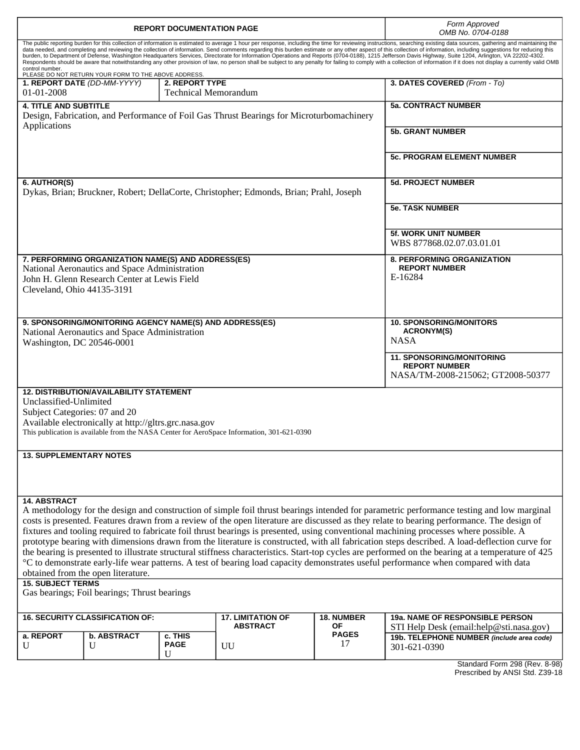# REPORT DOCUMENTATION PAGE

*Form Approved OMB No. 0704-0188*

The public reporting burden for this collection of information is estimated to average 1 hour per response, including the time for reviewing instructions, searching existing data sources, gathering and maintaining the data needed, and completing and reviewing the collection of information. Send comments regarding this burden estimate or any other aspect of this collection of information, including suggestions for reducing this burden, to Department of Defense, Washington Headquarters Services, Directorate for Information Operations and Reports (0704-0188), 1215 Jefferson Davis Highway, Suite 1204, Arlington, VA 22202-4302. Respondents should be aware that notwithstanding any other provision of law, no person shall be subject to any penalty for failing to comply with a collection of information if it does not display a currently valid OMB control number.
PLEASE DO NOT RETURN YOUR FORM TO THE ABOVE ADDRESS.

| **1. REPORT DATE** *(DD-MM-YYYY)* | **2. REPORT TYPE** | **3. DATES COVERED** *(From - To)* |
|---|---|---|
| 01-01-2008 | Technical Memorandum | |

**4. TITLE AND SUBTITLE**
Design, Fabrication, and Performance of Foil Gas Thrust Bearings for Microturbomachinery Applications

**5a. CONTRACT NUMBER**

**5b. GRANT NUMBER**

**5c. PROGRAM ELEMENT NUMBER**

**6. AUTHOR(S)**
Dykas, Brian; Bruckner, Robert; DellaCorte, Christopher; Edmonds, Brian; Prahl, Joseph

**5d. PROJECT NUMBER**

**5e. TASK NUMBER**

**5f. WORK UNIT NUMBER**
WBS 877868.02.07.03.01.01

**7. PERFORMING ORGANIZATION NAME(S) AND ADDRESS(ES)**
National Aeronautics and Space Administration
John H. Glenn Research Center at Lewis Field
Cleveland, Ohio 44135-3191

**8. PERFORMING ORGANIZATION REPORT NUMBER**
E-16284

**9. SPONSORING/MONITORING AGENCY NAME(S) AND ADDRESS(ES)**
National Aeronautics and Space Administration
Washington, DC 20546-0001

**10. SPONSORING/MONITORS ACRONYM(S)**
NASA

**11. SPONSORING/MONITORING REPORT NUMBER**
NASA/TM-2008-215062; GT2008-50377

**12. DISTRIBUTION/AVAILABILITY STATEMENT**
Unclassified-Unlimited
Subject Categories: 07 and 20
Available electronically at http://gltrs.grc.nasa.gov
This publication is available from the NASA Center for AeroSpace Information, 301-621-0390

**13. SUPPLEMENTARY NOTES**

**14. ABSTRACT**
A methodology for the design and construction of simple foil thrust bearings intended for parametric performance testing and low marginal costs is presented. Features drawn from a review of the open literature are discussed as they relate to bearing performance. The design of fixtures and tooling required to fabricate foil thrust bearings is presented, using conventional machining processes where possible. A prototype bearing with dimensions drawn from the literature is constructed, with all fabrication steps described. A load-deflection curve for the bearing is presented to illustrate structural stiffness characteristics. Start-top cycles are performed on the bearing at a temperature of 425 °C to demonstrate early-life wear patterns. A test of bearing load capacity demonstrates useful performance when compared with data obtained from the open literature.

**15. SUBJECT TERMS**
Gas bearings; Foil bearings; Thrust bearings

| **16. SECURITY CLASSIFICATION OF:** | | | **17. LIMITATION OF ABSTRACT** | **18. NUMBER OF PAGES** | **19a. NAME OF RESPONSIBLE PERSON** |
|---|---|---|---|---|---|
| **a. REPORT** | **b. ABSTRACT** | **c. THIS PAGE** | | | STI Help Desk (email:help@sti.nasa.gov) |
| U | U | U | UU | 17 | **19b. TELEPHONE NUMBER** *(include area code)* 301-621-0390 |

Standard Form 298 (Rev. 8-98)
Prescribed by ANSI Std. Z39-18